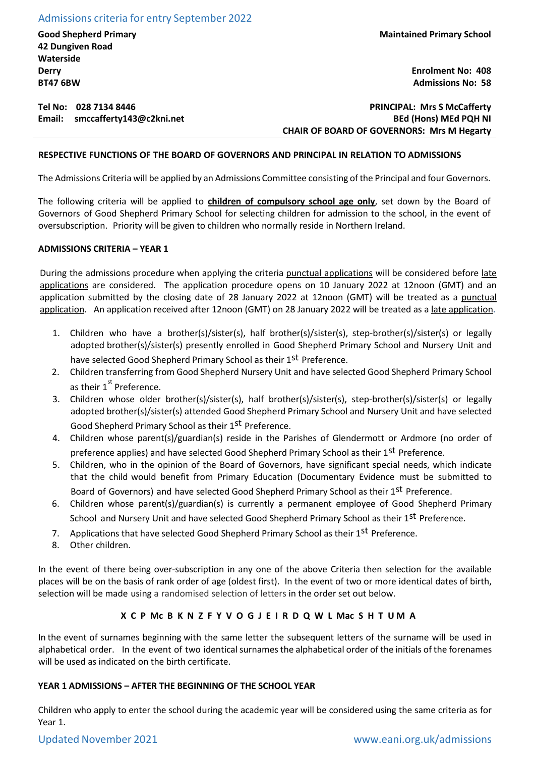# Admissions criteria for entry September 2022

**Good Shepherd Primary**
**42 Dungiven Road**
**Waterside**
**Derry**
**BT47 6BW**

**Maintained Primary School**

**Enrolment No: 408**
**Admissions No: 58**

**Tel No: 028 7134 8446**
**Email: smccafferty143@c2kni.net**

**PRINCIPAL: Mrs S McCafferty**
**BEd (Hons) MEd PQH NI**
**CHAIR OF BOARD OF GOVERNORS: Mrs M Hegarty**

---

**RESPECTIVE FUNCTIONS OF THE BOARD OF GOVERNORS AND PRINCIPAL IN RELATION TO ADMISSIONS**

The Admissions Criteria will be applied by an Admissions Committee consisting of the Principal and four Governors.

The following criteria will be applied to **children of compulsory school age only**, set down by the Board of Governors of Good Shepherd Primary School for selecting children for admission to the school, in the event of oversubscription. Priority will be given to children who normally reside in Northern Ireland.

**ADMISSIONS CRITERIA – YEAR 1**

During the admissions procedure when applying the criteria punctual applications will be considered before late applications are considered. The application procedure opens on 10 January 2022 at 12noon (GMT) and an application submitted by the closing date of 28 January 2022 at 12noon (GMT) will be treated as a punctual application. An application received after 12noon (GMT) on 28 January 2022 will be treated as a late application.

1. Children who have a brother(s)/sister(s), half brother(s)/sister(s), step-brother(s)/sister(s) or legally adopted brother(s)/sister(s) presently enrolled in Good Shepherd Primary School and Nursery Unit and have selected Good Shepherd Primary School as their 1st Preference.
2. Children transferring from Good Shepherd Nursery Unit and have selected Good Shepherd Primary School as their 1st Preference.
3. Children whose older brother(s)/sister(s), half brother(s)/sister(s), step-brother(s)/sister(s) or legally adopted brother(s)/sister(s) attended Good Shepherd Primary School and Nursery Unit and have selected Good Shepherd Primary School as their 1st Preference.
4. Children whose parent(s)/guardian(s) reside in the Parishes of Glendermott or Ardmore (no order of preference applies) and have selected Good Shepherd Primary School as their 1st Preference.
5. Children, who in the opinion of the Board of Governors, have significant special needs, which indicate that the child would benefit from Primary Education (Documentary Evidence must be submitted to Board of Governors) and have selected Good Shepherd Primary School as their 1st Preference.
6. Children whose parent(s)/guardian(s) is currently a permanent employee of Good Shepherd Primary School and Nursery Unit and have selected Good Shepherd Primary School as their 1st Preference.
7. Applications that have selected Good Shepherd Primary School as their 1st Preference.
8. Other children.

In the event of there being over-subscription in any one of the above Criteria then selection for the available places will be on the basis of rank order of age (oldest first). In the event of two or more identical dates of birth, selection will be made using a randomised selection of letters in the order set out below.

**X C P Mc B K N Z F Y V O G J E I R D Q W L Mac S H T U M A**

In the event of surnames beginning with the same letter the subsequent letters of the surname will be used in alphabetical order. In the event of two identical surnames the alphabetical order of the initials of the forenames will be used as indicated on the birth certificate.

**YEAR 1 ADMISSIONS – AFTER THE BEGINNING OF THE SCHOOL YEAR**

Children who apply to enter the school during the academic year will be considered using the same criteria as for Year 1.

Updated November 2021 www.eani.org.uk/admissions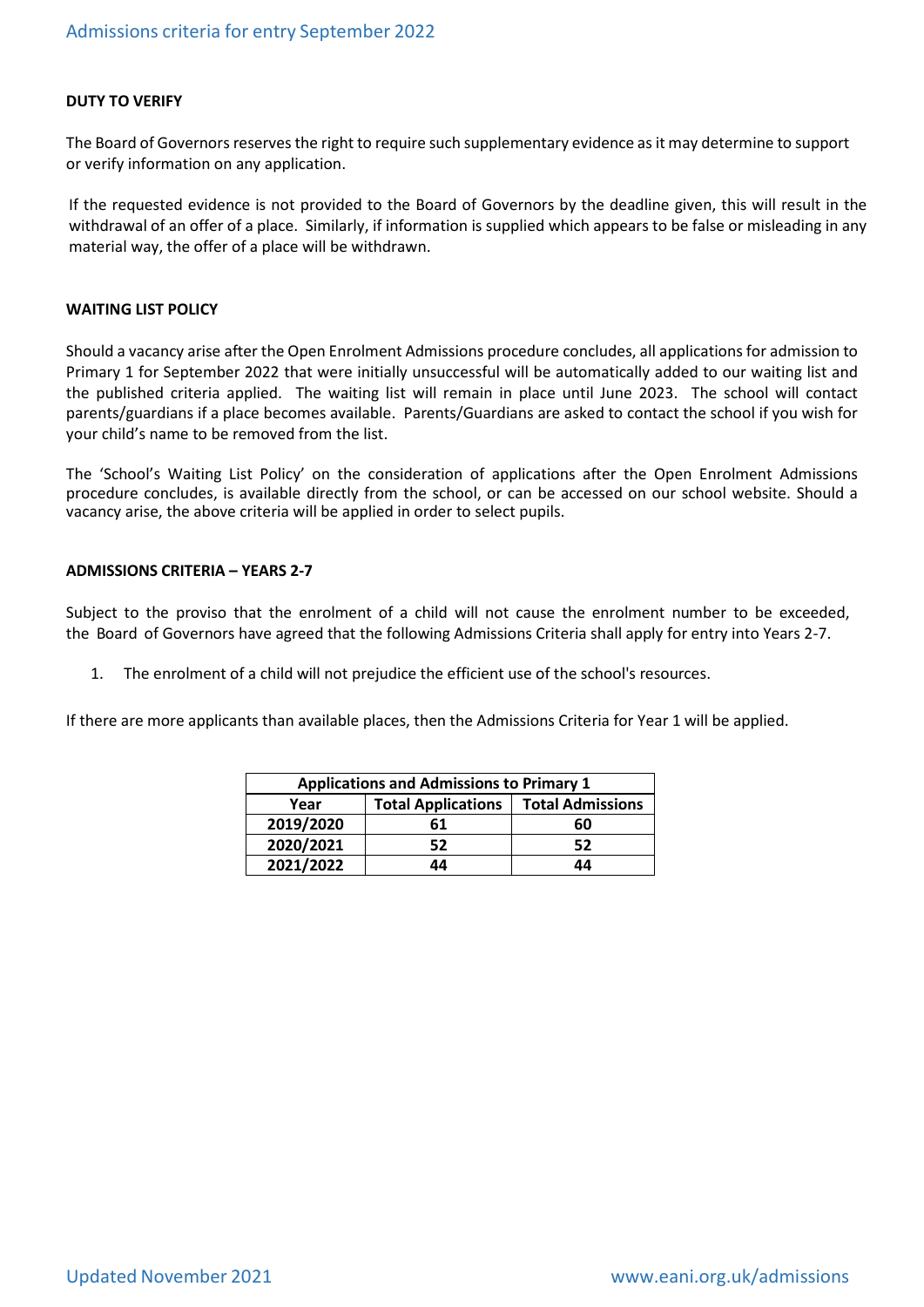## DUTY TO VERIFY

The Board of Governors reserves the right to require such supplementary evidence as it may determine to support or verify information on any application.

If the requested evidence is not provided to the Board of Governors by the deadline given, this will result in the withdrawal of an offer of a place. Similarly, if information is supplied which appears to be false or misleading in any material way, the offer of a place will be withdrawn.

## WAITING LIST POLICY

Should a vacancy arise after the Open Enrolment Admissions procedure concludes, all applications for admission to Primary 1 for September 2022 that were initially unsuccessful will be automatically added to our waiting list and the published criteria applied. The waiting list will remain in place until June 2023. The school will contact parents/guardians if a place becomes available. Parents/Guardians are asked to contact the school if you wish for your child's name to be removed from the list.

The 'School's Waiting List Policy' on the consideration of applications after the Open Enrolment Admissions procedure concludes, is available directly from the school, or can be accessed on our school website. Should a vacancy arise, the above criteria will be applied in order to select pupils.

## ADMISSIONS CRITERIA – YEARS 2-7

Subject to the proviso that the enrolment of a child will not cause the enrolment number to be exceeded, the Board of Governors have agreed that the following Admissions Criteria shall apply for entry into Years 2-7.

1. The enrolment of a child will not prejudice the efficient use of the school's resources.

If there are more applicants than available places, then the Admissions Criteria for Year 1 will be applied.

| Applications and Admissions to Primary 1 | | |
|---|---|---|
| **Year** | **Total Applications** | **Total Admissions** |
| **2019/2020** | **61** | **60** |
| **2020/2021** | **52** | **52** |
| **2021/2022** | **44** | **44** |